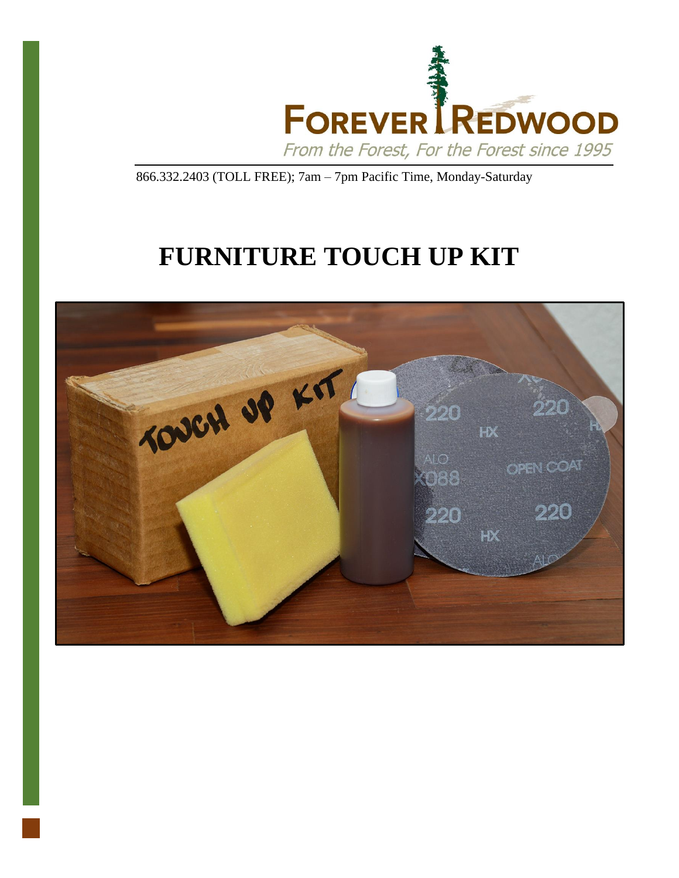FOREVER REDWOOD

*From the Forest, For the Forest since 1995*

866.332.2403 (TOLL FREE); 7am – 7pm Pacific Time, Monday-Saturday

# FURNITURE TOUCH UP KIT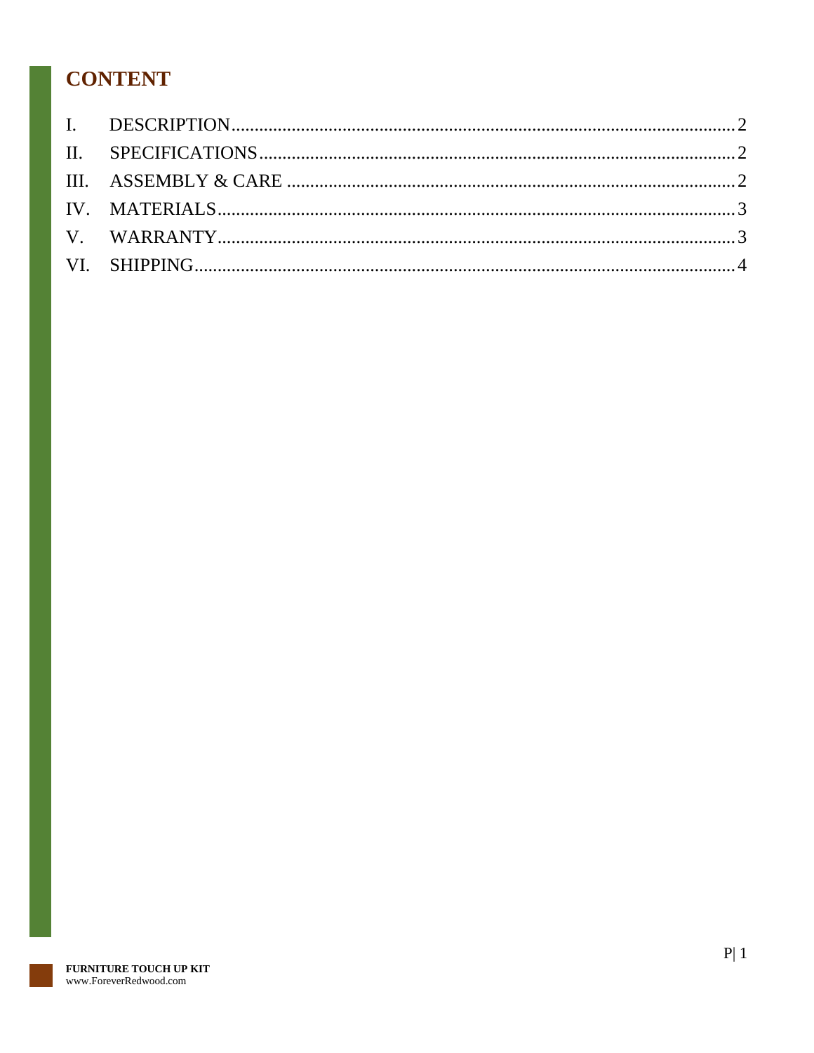## CONTENT

I. DESCRIPTION........................................................................................................2

II. SPECIFICATIONS..................................................................................................2

III. ASSEMBLY & CARE ............................................................................................2

IV. MATERIALS...........................................................................................................3

V. WARRANTY...........................................................................................................3

VI. SHIPPING..............................................................................................................4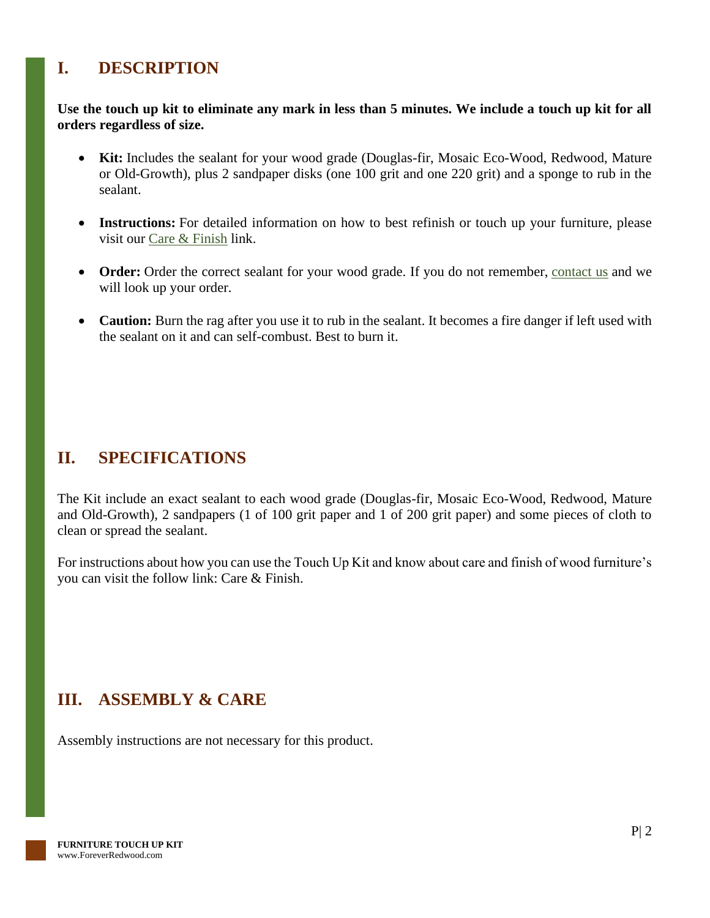## I. DESCRIPTION

**Use the touch up kit to eliminate any mark in less than 5 minutes. We include a touch up kit for all orders regardless of size.**

- **Kit:** Includes the sealant for your wood grade (Douglas-fir, Mosaic Eco-Wood, Redwood, Mature or Old-Growth), plus 2 sandpaper disks (one 100 grit and one 220 grit) and a sponge to rub in the sealant.

- **Instructions:** For detailed information on how to best refinish or touch up your furniture, please visit our Care & Finish link.

- **Order:** Order the correct sealant for your wood grade. If you do not remember, contact us and we will look up your order.

- **Caution:** Burn the rag after you use it to rub in the sealant. It becomes a fire danger if left used with the sealant on it and can self-combust. Best to burn it.

## II. SPECIFICATIONS

The Kit include an exact sealant to each wood grade (Douglas-fir, Mosaic Eco-Wood, Redwood, Mature and Old-Growth), 2 sandpapers (1 of 100 grit paper and 1 of 200 grit paper) and some pieces of cloth to clean or spread the sealant.

For instructions about how you can use the Touch Up Kit and know about care and finish of wood furniture's you can visit the follow link: Care & Finish.

## III. ASSEMBLY & CARE

Assembly instructions are not necessary for this product.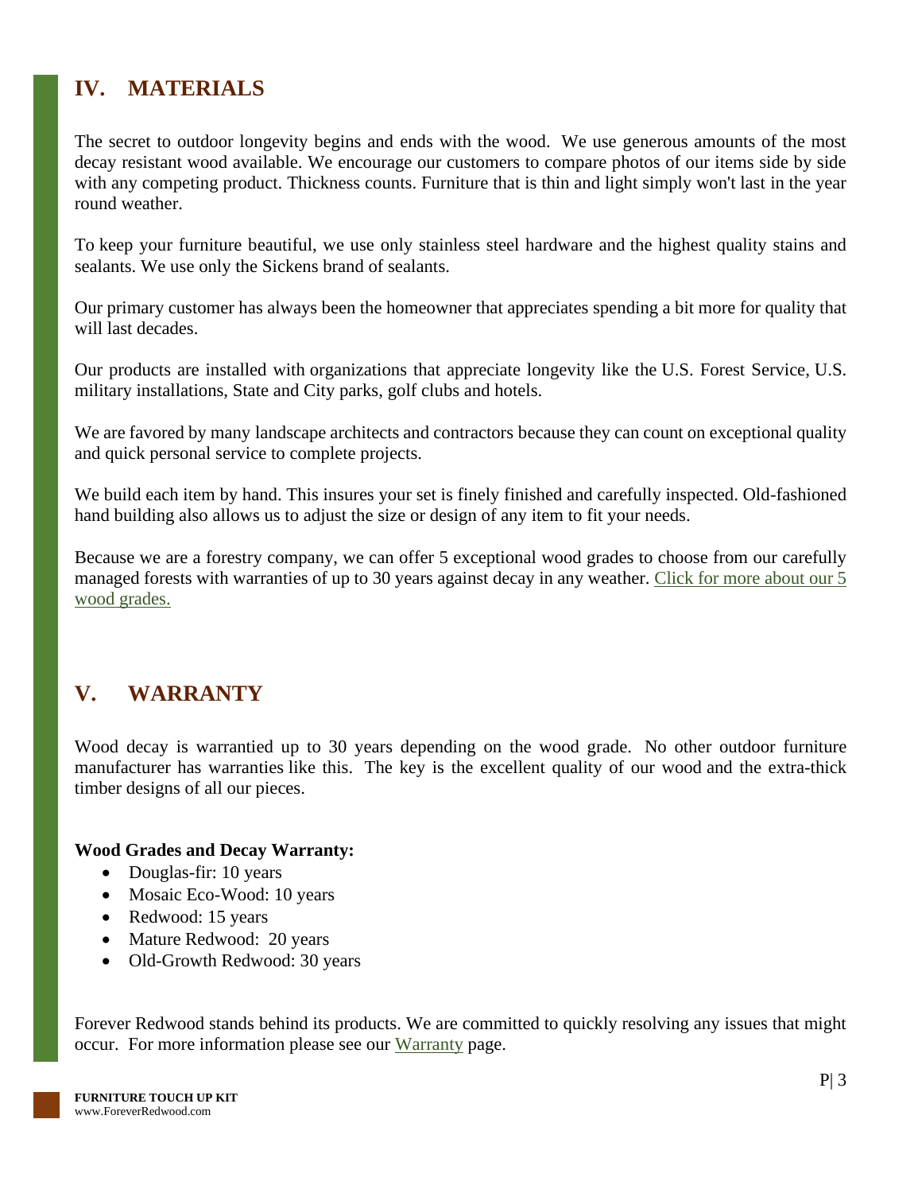## IV. MATERIALS

The secret to outdoor longevity begins and ends with the wood. We use generous amounts of the most decay resistant wood available. We encourage our customers to compare photos of our items side by side with any competing product. Thickness counts. Furniture that is thin and light simply won't last in the year round weather.

To keep your furniture beautiful, we use only stainless steel hardware and the highest quality stains and sealants. We use only the Sickens brand of sealants.

Our primary customer has always been the homeowner that appreciates spending a bit more for quality that will last decades.

Our products are installed with organizations that appreciate longevity like the U.S. Forest Service, U.S. military installations, State and City parks, golf clubs and hotels.

We are favored by many landscape architects and contractors because they can count on exceptional quality and quick personal service to complete projects.

We build each item by hand. This insures your set is finely finished and carefully inspected. Old-fashioned hand building also allows us to adjust the size or design of any item to fit your needs.

Because we are a forestry company, we can offer 5 exceptional wood grades to choose from our carefully managed forests with warranties of up to 30 years against decay in any weather. Click for more about our 5 wood grades.

## V. WARRANTY

Wood decay is warrantied up to 30 years depending on the wood grade. No other outdoor furniture manufacturer has warranties like this. The key is the excellent quality of our wood and the extra-thick timber designs of all our pieces.

**Wood Grades and Decay Warranty:**

- Douglas-fir: 10 years
- Mosaic Eco-Wood: 10 years
- Redwood: 15 years
- Mature Redwood: 20 years
- Old-Growth Redwood: 30 years

Forever Redwood stands behind its products. We are committed to quickly resolving any issues that might occur. For more information please see our Warranty page.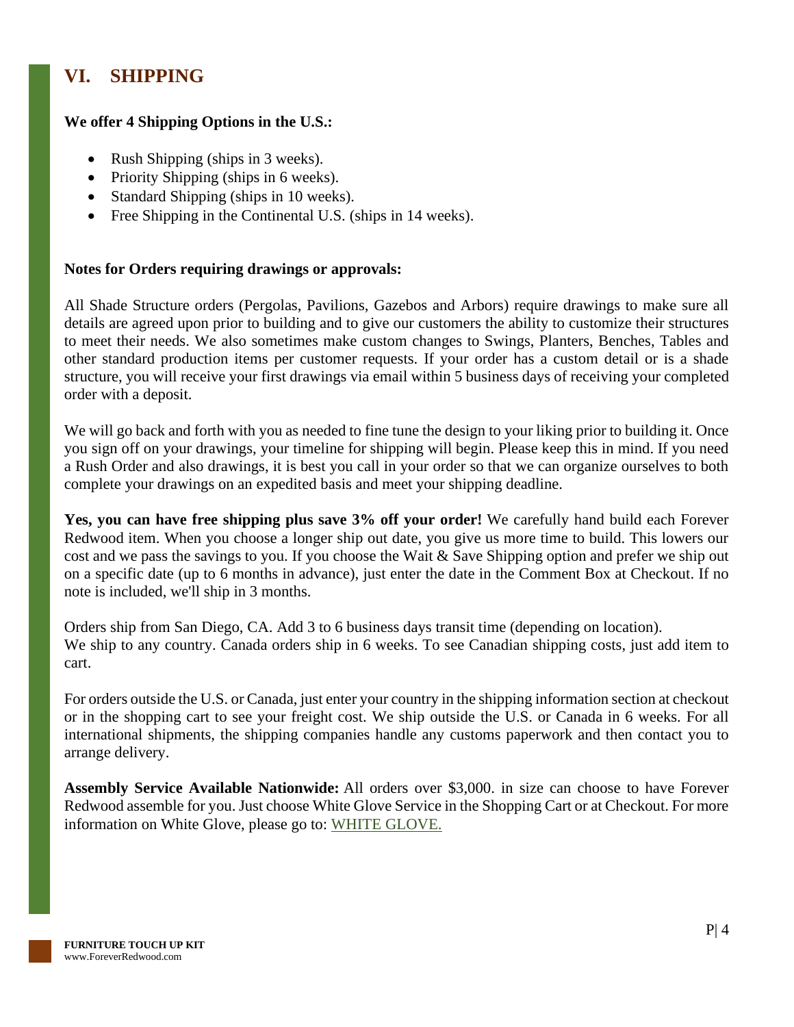# VI. SHIPPING

**We offer 4 Shipping Options in the U.S.:**

- Rush Shipping (ships in 3 weeks).
- Priority Shipping (ships in 6 weeks).
- Standard Shipping (ships in 10 weeks).
- Free Shipping in the Continental U.S. (ships in 14 weeks).

**Notes for Orders requiring drawings or approvals:**

All Shade Structure orders (Pergolas, Pavilions, Gazebos and Arbors) require drawings to make sure all details are agreed upon prior to building and to give our customers the ability to customize their structures to meet their needs. We also sometimes make custom changes to Swings, Planters, Benches, Tables and other standard production items per customer requests. If your order has a custom detail or is a shade structure, you will receive your first drawings via email within 5 business days of receiving your completed order with a deposit.

We will go back and forth with you as needed to fine tune the design to your liking prior to building it. Once you sign off on your drawings, your timeline for shipping will begin. Please keep this in mind. If you need a Rush Order and also drawings, it is best you call in your order so that we can organize ourselves to both complete your drawings on an expedited basis and meet your shipping deadline.

**Yes, you can have free shipping plus save 3% off your order!** We carefully hand build each Forever Redwood item. When you choose a longer ship out date, you give us more time to build. This lowers our cost and we pass the savings to you. If you choose the Wait & Save Shipping option and prefer we ship out on a specific date (up to 6 months in advance), just enter the date in the Comment Box at Checkout. If no note is included, we'll ship in 3 months.

Orders ship from San Diego, CA. Add 3 to 6 business days transit time (depending on location).
We ship to any country. Canada orders ship in 6 weeks. To see Canadian shipping costs, just add item to cart.

For orders outside the U.S. or Canada, just enter your country in the shipping information section at checkout or in the shopping cart to see your freight cost. We ship outside the U.S. or Canada in 6 weeks. For all international shipments, the shipping companies handle any customs paperwork and then contact you to arrange delivery.

**Assembly Service Available Nationwide:** All orders over $3,000. in size can choose to have Forever Redwood assemble for you. Just choose White Glove Service in the Shopping Cart or at Checkout. For more information on White Glove, please go to: WHITE GLOVE.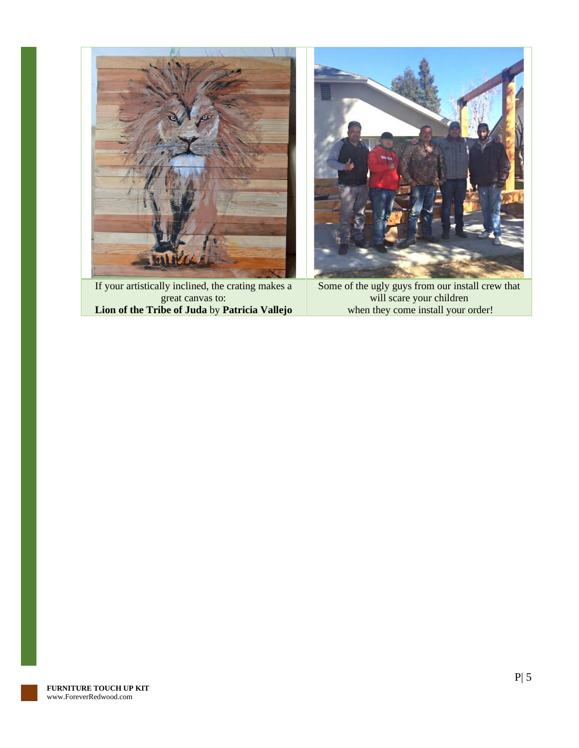If your artistically inclined, the crating makes a great canvas to:
**Lion of the Tribe of Juda** by **Patricia Vallejo**

Some of the ugly guys from our install crew that will scare your children when they come install your order!